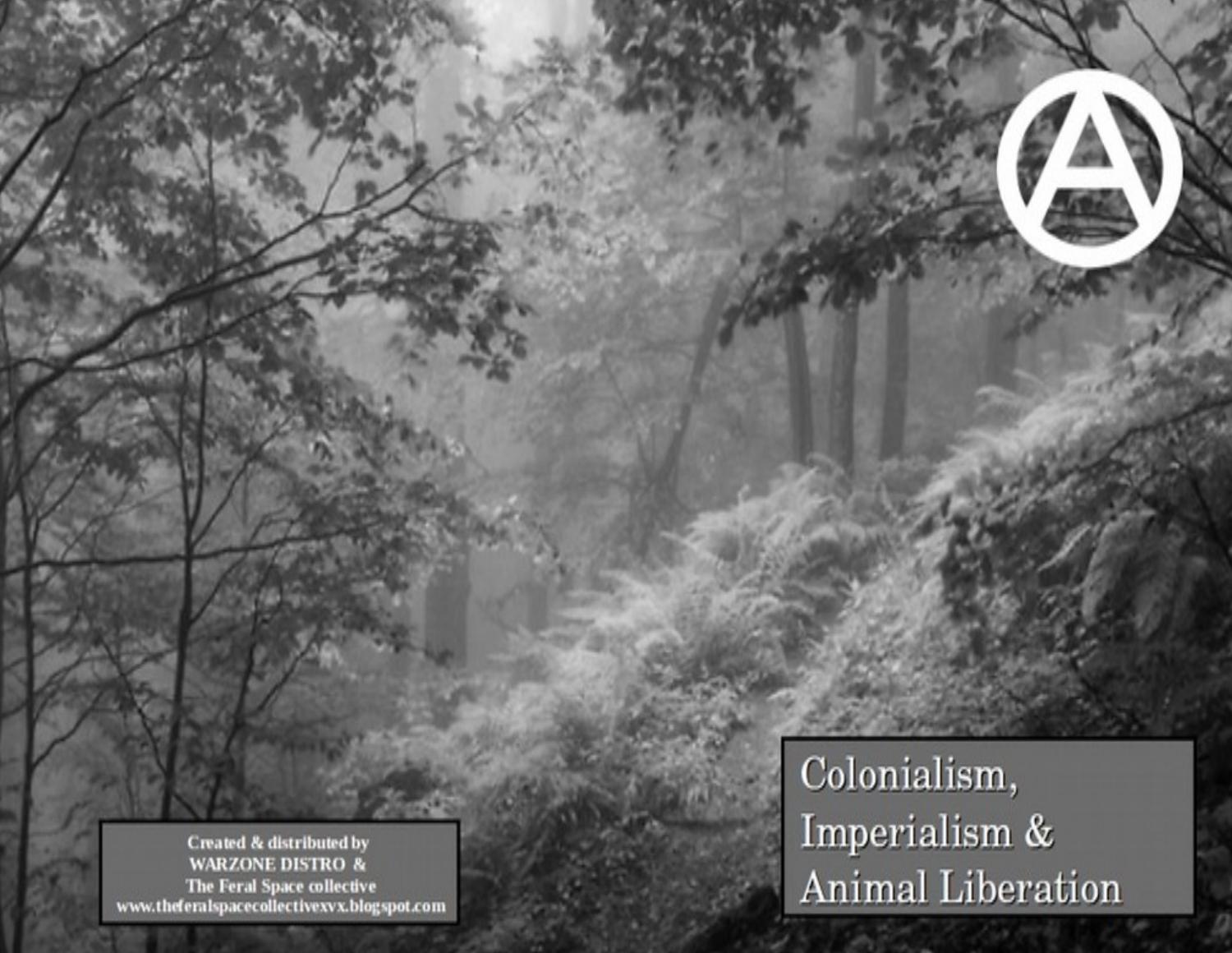# Colonialism, Imperialism & Animal Liberation

Created & distributed by
WARZONE DISTRO &
The Feral Space collective
www.theferalspacecollectivexvx.blogspot.com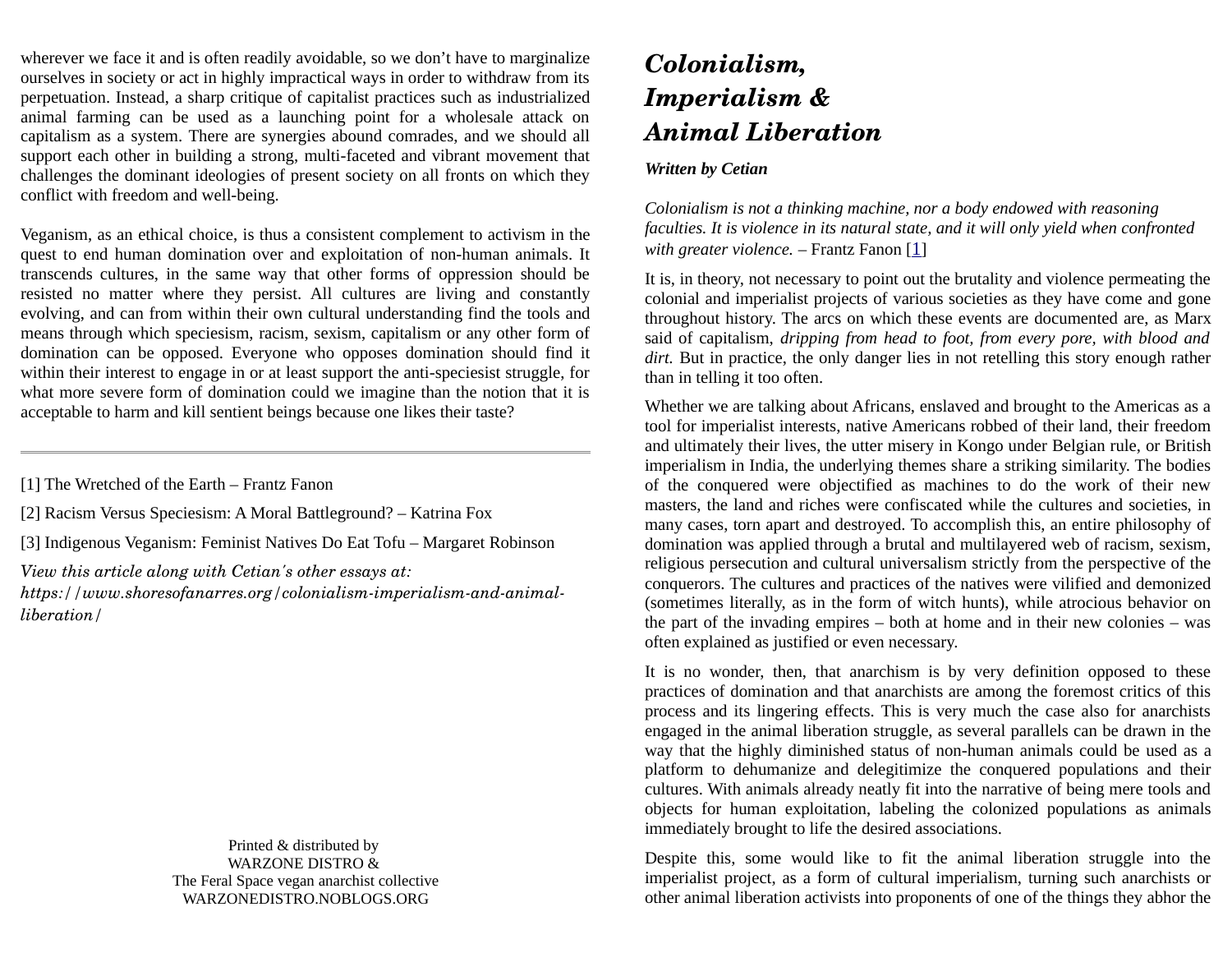wherever we face it and is often readily avoidable, so we don't have to marginalize ourselves in society or act in highly impractical ways in order to withdraw from its perpetuation. Instead, a sharp critique of capitalist practices such as industrialized animal farming can be used as a launching point for a wholesale attack on capitalism as a system. There are synergies abound comrades, and we should all support each other in building a strong, multi-faceted and vibrant movement that challenges the dominant ideologies of present society on all fronts on which they conflict with freedom and well-being.

Veganism, as an ethical choice, is thus a consistent complement to activism in the quest to end human domination over and exploitation of non-human animals. It transcends cultures, in the same way that other forms of oppression should be resisted no matter where they persist. All cultures are living and constantly evolving, and can from within their own cultural understanding find the tools and means through which speciesism, racism, sexism, capitalism or any other form of domination can be opposed. Everyone who opposes domination should find it within their interest to engage in or at least support the anti-speciesist struggle, for what more severe form of domination could we imagine than the notion that it is acceptable to harm and kill sentient beings because one likes their taste?

---

[1] The Wretched of the Earth – Frantz Fanon

[2] Racism Versus Speciesism: A Moral Battleground? – Katrina Fox

[3] Indigenous Veganism: Feminist Natives Do Eat Tofu – Margaret Robinson

*View this article along with Cetian's other essays at: https://www.shoresofanarres.org/colonialism-imperialism-and-animal-liberation/*

Printed & distributed by
WARZONE DISTRO &
The Feral Space vegan anarchist collective
WARZONEDISTRO.NOBLOGS.ORG

# *Colonialism, Imperialism & Animal Liberation*

***Written by Cetian***

*Colonialism is not a thinking machine, nor a body endowed with reasoning faculties. It is violence in its natural state, and it will only yield when confronted with greater violence.* – Frantz Fanon [1]

It is, in theory, not necessary to point out the brutality and violence permeating the colonial and imperialist projects of various societies as they have come and gone throughout history. The arcs on which these events are documented are, as Marx said of capitalism, *dripping from head to foot, from every pore, with blood and dirt.* But in practice, the only danger lies in not retelling this story enough rather than in telling it too often.

Whether we are talking about Africans, enslaved and brought to the Americas as a tool for imperialist interests, native Americans robbed of their land, their freedom and ultimately their lives, the utter misery in Kongo under Belgian rule, or British imperialism in India, the underlying themes share a striking similarity. The bodies of the conquered were objectified as machines to do the work of their new masters, the land and riches were confiscated while the cultures and societies, in many cases, torn apart and destroyed. To accomplish this, an entire philosophy of domination was applied through a brutal and multilayered web of racism, sexism, religious persecution and cultural universalism strictly from the perspective of the conquerors. The cultures and practices of the natives were vilified and demonized (sometimes literally, as in the form of witch hunts), while atrocious behavior on the part of the invading empires – both at home and in their new colonies – was often explained as justified or even necessary.

It is no wonder, then, that anarchism is by very definition opposed to these practices of domination and that anarchists are among the foremost critics of this process and its lingering effects. This is very much the case also for anarchists engaged in the animal liberation struggle, as several parallels can be drawn in the way that the highly diminished status of non-human animals could be used as a platform to dehumanize and delegitimize the conquered populations and their cultures. With animals already neatly fit into the narrative of being mere tools and objects for human exploitation, labeling the colonized populations as animals immediately brought to life the desired associations.

Despite this, some would like to fit the animal liberation struggle into the imperialist project, as a form of cultural imperialism, turning such anarchists or other animal liberation activists into proponents of one of the things they abhor the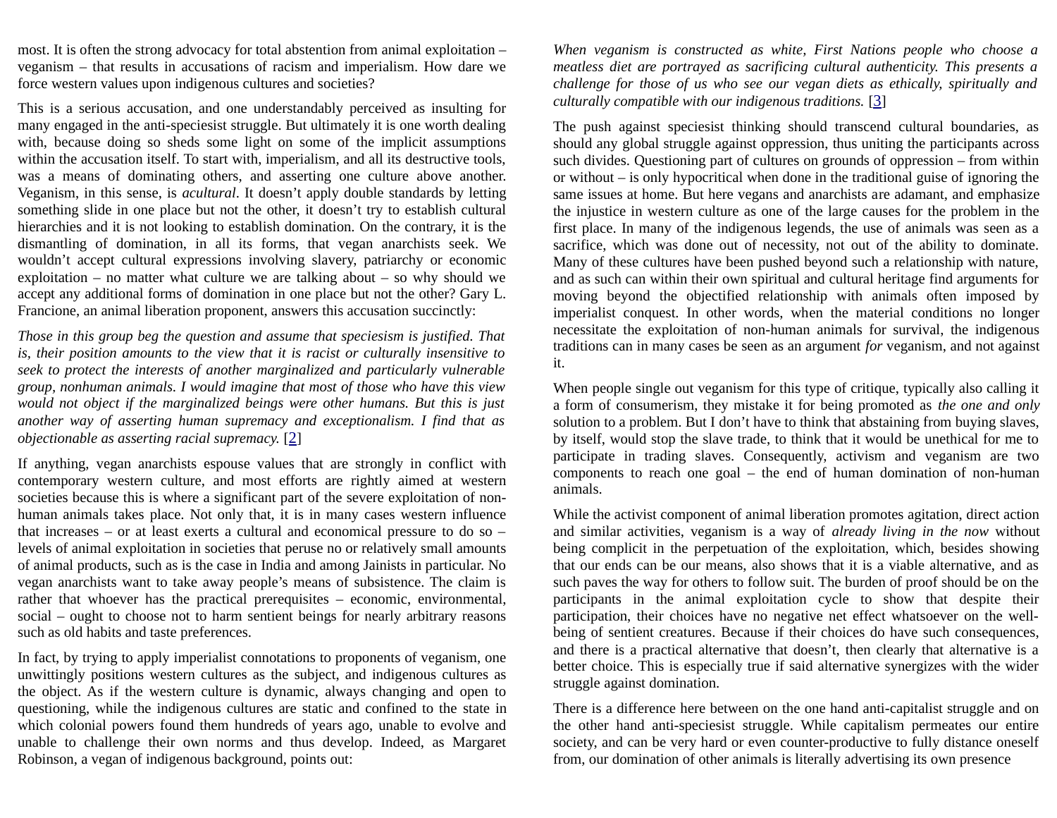most. It is often the strong advocacy for total abstention from animal exploitation – veganism – that results in accusations of racism and imperialism. How dare we force western values upon indigenous cultures and societies?

This is a serious accusation, and one understandably perceived as insulting for many engaged in the anti-speciesist struggle. But ultimately it is one worth dealing with, because doing so sheds some light on some of the implicit assumptions within the accusation itself. To start with, imperialism, and all its destructive tools, was a means of dominating others, and asserting one culture above another. Veganism, in this sense, is *acultural*. It doesn't apply double standards by letting something slide in one place but not the other, it doesn't try to establish cultural hierarchies and it is not looking to establish domination. On the contrary, it is the dismantling of domination, in all its forms, that vegan anarchists seek. We wouldn't accept cultural expressions involving slavery, patriarchy or economic exploitation – no matter what culture we are talking about – so why should we accept any additional forms of domination in one place but not the other? Gary L. Francione, an animal liberation proponent, answers this accusation succinctly:

*Those in this group beg the question and assume that speciesism is justified. That is, their position amounts to the view that it is racist or culturally insensitive to seek to protect the interests of another marginalized and particularly vulnerable group, nonhuman animals. I would imagine that most of those who have this view would not object if the marginalized beings were other humans. But this is just another way of asserting human supremacy and exceptionalism. I find that as objectionable as asserting racial supremacy.* [2]

If anything, vegan anarchists espouse values that are strongly in conflict with contemporary western culture, and most efforts are rightly aimed at western societies because this is where a significant part of the severe exploitation of non-human animals takes place. Not only that, it is in many cases western influence that increases – or at least exerts a cultural and economical pressure to do so – levels of animal exploitation in societies that peruse no or relatively small amounts of animal products, such as is the case in India and among Jainists in particular. No vegan anarchists want to take away people's means of subsistence. The claim is rather that whoever has the practical prerequisites – economic, environmental, social – ought to choose not to harm sentient beings for nearly arbitrary reasons such as old habits and taste preferences.

In fact, by trying to apply imperialist connotations to proponents of veganism, one unwittingly positions western cultures as the subject, and indigenous cultures as the object. As if the western culture is dynamic, always changing and open to questioning, while the indigenous cultures are static and confined to the state in which colonial powers found them hundreds of years ago, unable to evolve and unable to challenge their own norms and thus develop. Indeed, as Margaret Robinson, a vegan of indigenous background, points out:

*When veganism is constructed as white, First Nations people who choose a meatless diet are portrayed as sacrificing cultural authenticity. This presents a challenge for those of us who see our vegan diets as ethically, spiritually and culturally compatible with our indigenous traditions.* [3]

The push against speciesist thinking should transcend cultural boundaries, as should any global struggle against oppression, thus uniting the participants across such divides. Questioning part of cultures on grounds of oppression – from within or without – is only hypocritical when done in the traditional guise of ignoring the same issues at home. But here vegans and anarchists are adamant, and emphasize the injustice in western culture as one of the large causes for the problem in the first place. In many of the indigenous legends, the use of animals was seen as a sacrifice, which was done out of necessity, not out of the ability to dominate. Many of these cultures have been pushed beyond such a relationship with nature, and as such can within their own spiritual and cultural heritage find arguments for moving beyond the objectified relationship with animals often imposed by imperialist conquest. In other words, when the material conditions no longer necessitate the exploitation of non-human animals for survival, the indigenous traditions can in many cases be seen as an argument *for* veganism, and not against it.

When people single out veganism for this type of critique, typically also calling it a form of consumerism, they mistake it for being promoted as *the one and only* solution to a problem. But I don't have to think that abstaining from buying slaves, by itself, would stop the slave trade, to think that it would be unethical for me to participate in trading slaves. Consequently, activism and veganism are two components to reach one goal – the end of human domination of non-human animals.

While the activist component of animal liberation promotes agitation, direct action and similar activities, veganism is a way of *already living in the now* without being complicit in the perpetuation of the exploitation, which, besides showing that our ends can be our means, also shows that it is a viable alternative, and as such paves the way for others to follow suit. The burden of proof should be on the participants in the animal exploitation cycle to show that despite their participation, their choices have no negative net effect whatsoever on the well-being of sentient creatures. Because if their choices do have such consequences, and there is a practical alternative that doesn't, then clearly that alternative is a better choice. This is especially true if said alternative synergizes with the wider struggle against domination.

There is a difference here between on the one hand anti-capitalist struggle and on the other hand anti-speciesist struggle. While capitalism permeates our entire society, and can be very hard or even counter-productive to fully distance oneself from, our domination of other animals is literally advertising its own presence